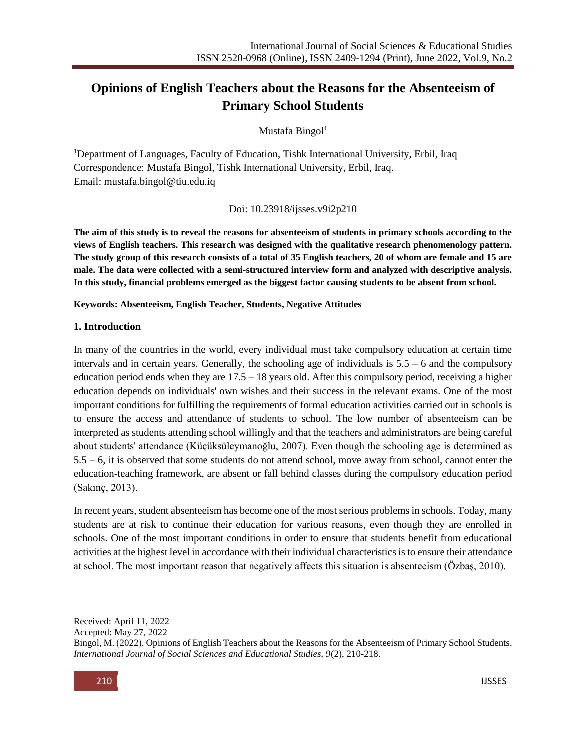# Opinions of English Teachers about the Reasons for the Absenteeism of Primary School Students

Mustafa Bingol[1]

[1]Department of Languages, Faculty of Education, Tishk International University, Erbil, Iraq
Correspondence: Mustafa Bingol, Tishk International University, Erbil, Iraq.
Email: mustafa.bingol@tiu.edu.iq

Doi: 10.23918/ijsses.v9i2p210

**The aim of this study is to reveal the reasons for absenteeism of students in primary schools according to the views of English teachers. This research was designed with the qualitative research phenomenology pattern. The study group of this research consists of a total of 35 English teachers, 20 of whom are female and 15 are male. The data were collected with a semi-structured interview form and analyzed with descriptive analysis. In this study, financial problems emerged as the biggest factor causing students to be absent from school.**

**Keywords: Absenteeism, English Teacher, Students, Negative Attitudes**

## 1. Introduction

In many of the countries in the world, every individual must take compulsory education at certain time intervals and in certain years. Generally, the schooling age of individuals is 5.5 – 6 and the compulsory education period ends when they are 17.5 – 18 years old. After this compulsory period, receiving a higher education depends on individuals' own wishes and their success in the relevant exams. One of the most important conditions for fulfilling the requirements of formal education activities carried out in schools is to ensure the access and attendance of students to school. The low number of absenteeism can be interpreted as students attending school willingly and that the teachers and administrators are being careful about students' attendance (Küçüksüleymanoğlu, 2007). Even though the schooling age is determined as 5.5 – 6, it is observed that some students do not attend school, move away from school, cannot enter the education-teaching framework, are absent or fall behind classes during the compulsory education period (Sakınç, 2013).

In recent years, student absenteeism has become one of the most serious problems in schools. Today, many students are at risk to continue their education for various reasons, even though they are enrolled in schools. One of the most important conditions in order to ensure that students benefit from educational activities at the highest level in accordance with their individual characteristics is to ensure their attendance at school. The most important reason that negatively affects this situation is absenteeism (Özbaş, 2010).

Received: April 11, 2022
Accepted: May 27, 2022
Bingol, M. (2022). Opinions of English Teachers about the Reasons for the Absenteeism of Primary School Students. *International Journal of Social Sciences and Educational Studies, 9*(2), 210-218.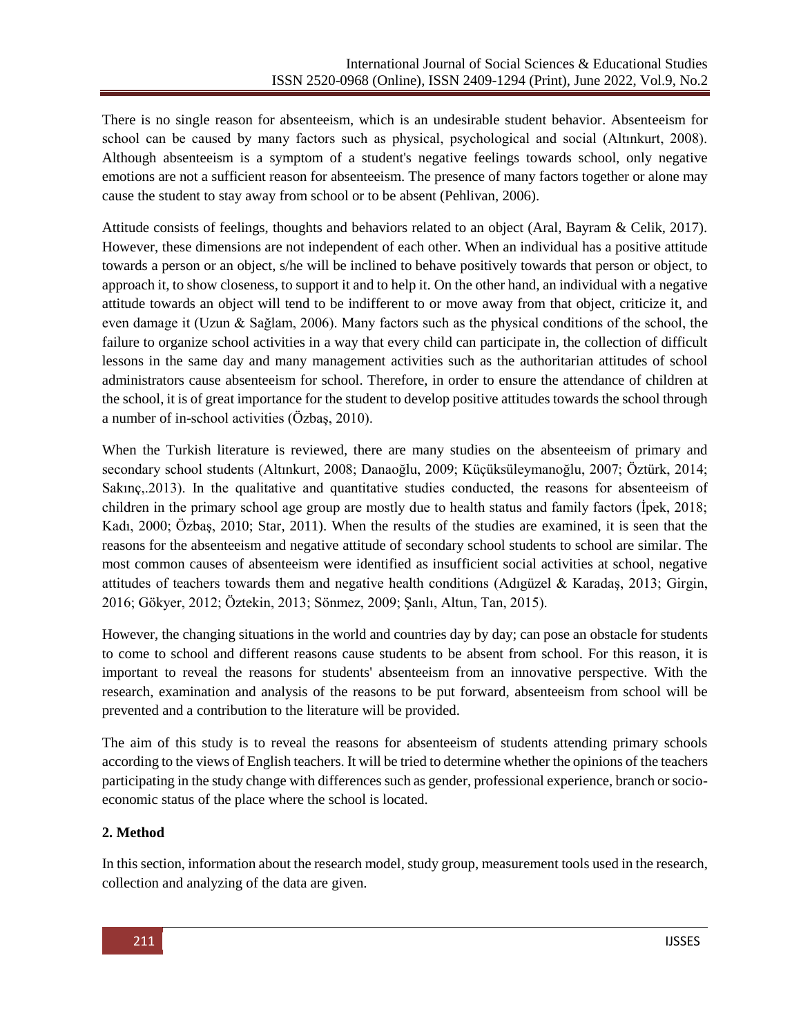There is no single reason for absenteeism, which is an undesirable student behavior. Absenteeism for school can be caused by many factors such as physical, psychological and social (Altınkurt, 2008). Although absenteeism is a symptom of a student's negative feelings towards school, only negative emotions are not a sufficient reason for absenteeism. The presence of many factors together or alone may cause the student to stay away from school or to be absent (Pehlivan, 2006).

Attitude consists of feelings, thoughts and behaviors related to an object (Aral, Bayram & Celik, 2017). However, these dimensions are not independent of each other. When an individual has a positive attitude towards a person or an object, s/he will be inclined to behave positively towards that person or object, to approach it, to show closeness, to support it and to help it. On the other hand, an individual with a negative attitude towards an object will tend to be indifferent to or move away from that object, criticize it, and even damage it (Uzun & Sağlam, 2006). Many factors such as the physical conditions of the school, the failure to organize school activities in a way that every child can participate in, the collection of difficult lessons in the same day and many management activities such as the authoritarian attitudes of school administrators cause absenteeism for school. Therefore, in order to ensure the attendance of children at the school, it is of great importance for the student to develop positive attitudes towards the school through a number of in-school activities (Özbaş, 2010).

When the Turkish literature is reviewed, there are many studies on the absenteeism of primary and secondary school students (Altınkurt, 2008; Danaoğlu, 2009; Küçüksüleymanoğlu, 2007; Öztürk, 2014; Sakınç,.2013). In the qualitative and quantitative studies conducted, the reasons for absenteeism of children in the primary school age group are mostly due to health status and family factors (İpek, 2018; Kadı, 2000; Özbaş, 2010; Star, 2011). When the results of the studies are examined, it is seen that the reasons for the absenteeism and negative attitude of secondary school students to school are similar. The most common causes of absenteeism were identified as insufficient social activities at school, negative attitudes of teachers towards them and negative health conditions (Adıgüzel & Karadaş, 2013; Girgin, 2016; Gökyer, 2012; Öztekin, 2013; Sönmez, 2009; Şanlı, Altun, Tan, 2015).

However, the changing situations in the world and countries day by day; can pose an obstacle for students to come to school and different reasons cause students to be absent from school. For this reason, it is important to reveal the reasons for students' absenteeism from an innovative perspective. With the research, examination and analysis of the reasons to be put forward, absenteeism from school will be prevented and a contribution to the literature will be provided.

The aim of this study is to reveal the reasons for absenteeism of students attending primary schools according to the views of English teachers. It will be tried to determine whether the opinions of the teachers participating in the study change with differences such as gender, professional experience, branch or socio-economic status of the place where the school is located.

## 2. Method

In this section, information about the research model, study group, measurement tools used in the research, collection and analyzing of the data are given.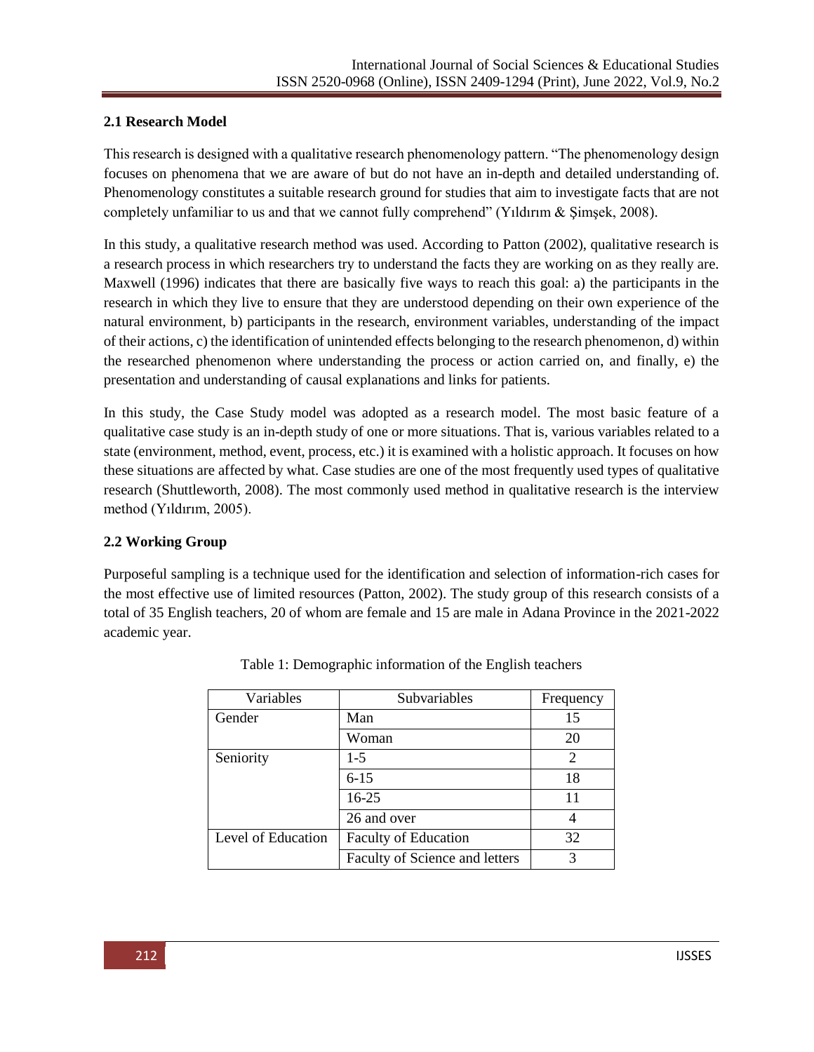### 2.1 Research Model

This research is designed with a qualitative research phenomenology pattern. "The phenomenology design focuses on phenomena that we are aware of but do not have an in-depth and detailed understanding of. Phenomenology constitutes a suitable research ground for studies that aim to investigate facts that are not completely unfamiliar to us and that we cannot fully comprehend" (Yıldırım & Şimşek, 2008).

In this study, a qualitative research method was used. According to Patton (2002), qualitative research is a research process in which researchers try to understand the facts they are working on as they really are. Maxwell (1996) indicates that there are basically five ways to reach this goal: a) the participants in the research in which they live to ensure that they are understood depending on their own experience of the natural environment, b) participants in the research, environment variables, understanding of the impact of their actions, c) the identification of unintended effects belonging to the research phenomenon, d) within the researched phenomenon where understanding the process or action carried on, and finally, e) the presentation and understanding of causal explanations and links for patients.

In this study, the Case Study model was adopted as a research model. The most basic feature of a qualitative case study is an in-depth study of one or more situations. That is, various variables related to a state (environment, method, event, process, etc.) it is examined with a holistic approach. It focuses on how these situations are affected by what. Case studies are one of the most frequently used types of qualitative research (Shuttleworth, 2008). The most commonly used method in qualitative research is the interview method (Yıldırım, 2005).

### 2.2 Working Group

Purposeful sampling is a technique used for the identification and selection of information-rich cases for the most effective use of limited resources (Patton, 2002). The study group of this research consists of a total of 35 English teachers, 20 of whom are female and 15 are male in Adana Province in the 2021-2022 academic year.

Table 1: Demographic information of the English teachers

| Variables | Subvariables | Frequency |
|---|---|---|
| Gender | Man | 15 |
| | Woman | 20 |
| Seniority | 1-5 | 2 |
| | 6-15 | 18 |
| | 16-25 | 11 |
| | 26 and over | 4 |
| Level of Education | Faculty of Education | 32 |
| | Faculty of Science and letters | 3 |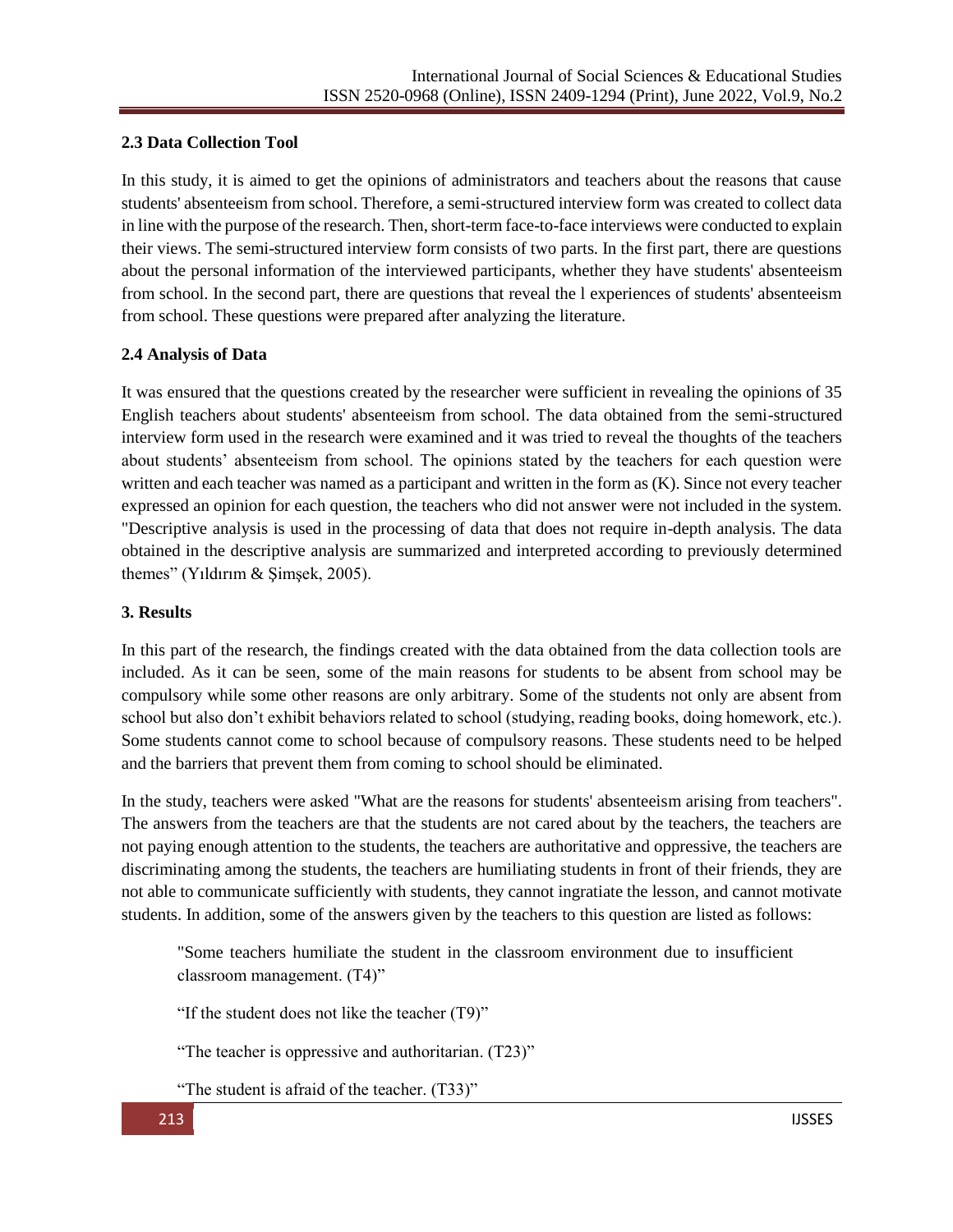### 2.3 Data Collection Tool

In this study, it is aimed to get the opinions of administrators and teachers about the reasons that cause students' absenteeism from school. Therefore, a semi-structured interview form was created to collect data in line with the purpose of the research. Then, short-term face-to-face interviews were conducted to explain their views. The semi-structured interview form consists of two parts. In the first part, there are questions about the personal information of the interviewed participants, whether they have students' absenteeism from school. In the second part, there are questions that reveal the l experiences of students' absenteeism from school. These questions were prepared after analyzing the literature.

### 2.4 Analysis of Data

It was ensured that the questions created by the researcher were sufficient in revealing the opinions of 35 English teachers about students' absenteeism from school. The data obtained from the semi-structured interview form used in the research were examined and it was tried to reveal the thoughts of the teachers about students' absenteeism from school. The opinions stated by the teachers for each question were written and each teacher was named as a participant and written in the form as (K). Since not every teacher expressed an opinion for each question, the teachers who did not answer were not included in the system. "Descriptive analysis is used in the processing of data that does not require in-depth analysis. The data obtained in the descriptive analysis are summarized and interpreted according to previously determined themes" (Yıldırım & Şimşek, 2005).

## 3. Results

In this part of the research, the findings created with the data obtained from the data collection tools are included. As it can be seen, some of the main reasons for students to be absent from school may be compulsory while some other reasons are only arbitrary. Some of the students not only are absent from school but also don't exhibit behaviors related to school (studying, reading books, doing homework, etc.). Some students cannot come to school because of compulsory reasons. These students need to be helped and the barriers that prevent them from coming to school should be eliminated.

In the study, teachers were asked "What are the reasons for students' absenteeism arising from teachers". The answers from the teachers are that the students are not cared about by the teachers, the teachers are not paying enough attention to the students, the teachers are authoritative and oppressive, the teachers are discriminating among the students, the teachers are humiliating students in front of their friends, they are not able to communicate sufficiently with students, they cannot ingratiate the lesson, and cannot motivate students. In addition, some of the answers given by the teachers to this question are listed as follows:

> "Some teachers humiliate the student in the classroom environment due to insufficient classroom management. (T4)"
>
> "If the student does not like the teacher (T9)"
>
> "The teacher is oppressive and authoritarian. (T23)"
>
> "The student is afraid of the teacher. (T33)"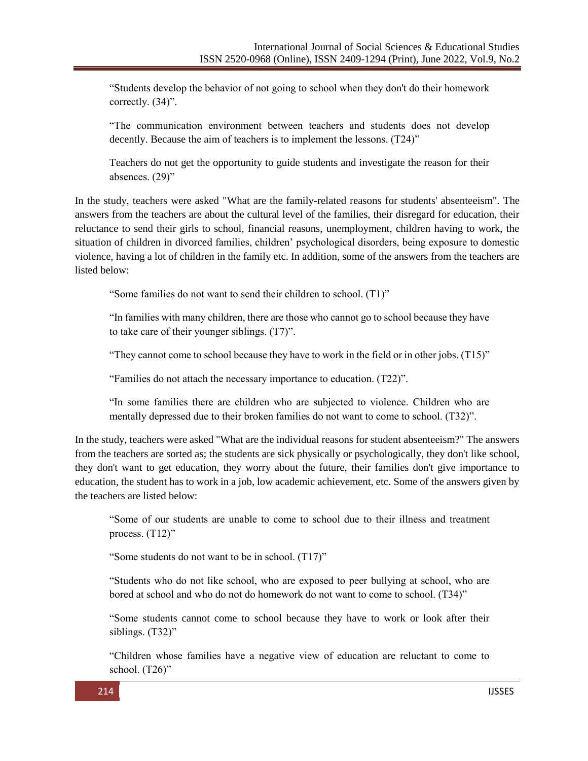> "Students develop the behavior of not going to school when they don't do their homework correctly. (34)".

> "The communication environment between teachers and students does not develop decently. Because the aim of teachers is to implement the lessons. (T24)"

> Teachers do not get the opportunity to guide students and investigate the reason for their absences. (29)"

In the study, teachers were asked "What are the family-related reasons for students' absenteeism". The answers from the teachers are about the cultural level of the families, their disregard for education, their reluctance to send their girls to school, financial reasons, unemployment, children having to work, the situation of children in divorced families, children' psychological disorders, being exposure to domestic violence, having a lot of children in the family etc. In addition, some of the answers from the teachers are listed below:

> "Some families do not want to send their children to school. (T1)"

> "In families with many children, there are those who cannot go to school because they have to take care of their younger siblings. (T7)".

> "They cannot come to school because they have to work in the field or in other jobs. (T15)"

> "Families do not attach the necessary importance to education. (T22)".

> "In some families there are children who are subjected to violence. Children who are mentally depressed due to their broken families do not want to come to school. (T32)".

In the study, teachers were asked "What are the individual reasons for student absenteeism?" The answers from the teachers are sorted as; the students are sick physically or psychologically, they don't like school, they don't want to get education, they worry about the future, their families don't give importance to education, the student has to work in a job, low academic achievement, etc. Some of the answers given by the teachers are listed below:

> "Some of our students are unable to come to school due to their illness and treatment process. (T12)"

> "Some students do not want to be in school. (T17)"

> "Students who do not like school, who are exposed to peer bullying at school, who are bored at school and who do not do homework do not want to come to school. (T34)"

> "Some students cannot come to school because they have to work or look after their siblings. (T32)"

> "Children whose families have a negative view of education are reluctant to come to school. (T26)"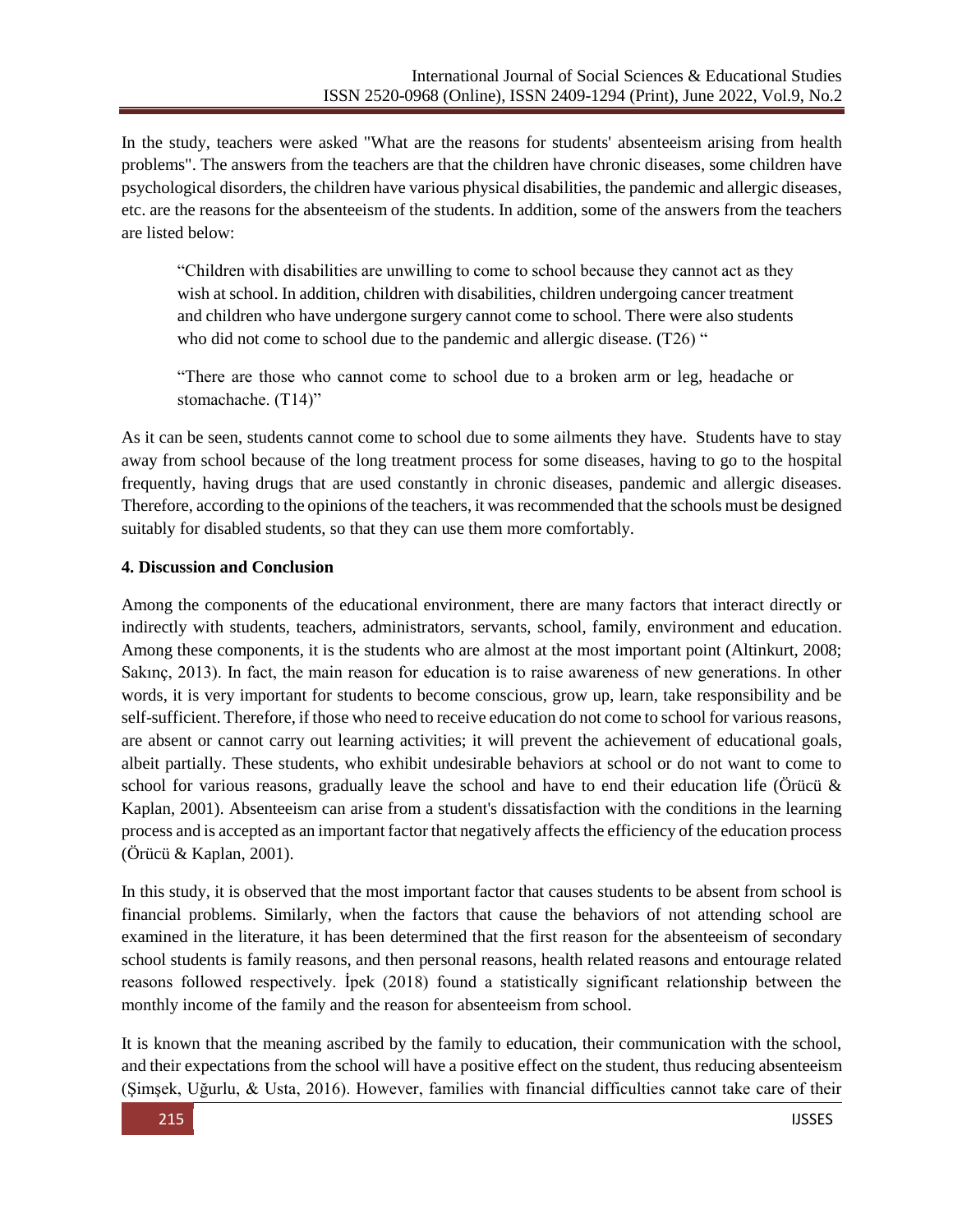In the study, teachers were asked "What are the reasons for students' absenteeism arising from health problems". The answers from the teachers are that the children have chronic diseases, some children have psychological disorders, the children have various physical disabilities, the pandemic and allergic diseases, etc. are the reasons for the absenteeism of the students. In addition, some of the answers from the teachers are listed below:

> "Children with disabilities are unwilling to come to school because they cannot act as they wish at school. In addition, children with disabilities, children undergoing cancer treatment and children who have undergone surgery cannot come to school. There were also students who did not come to school due to the pandemic and allergic disease. (T26) "

> "There are those who cannot come to school due to a broken arm or leg, headache or stomachache. (T14)"

As it can be seen, students cannot come to school due to some ailments they have. Students have to stay away from school because of the long treatment process for some diseases, having to go to the hospital frequently, having drugs that are used constantly in chronic diseases, pandemic and allergic diseases. Therefore, according to the opinions of the teachers, it was recommended that the schools must be designed suitably for disabled students, so that they can use them more comfortably.

## 4. Discussion and Conclusion

Among the components of the educational environment, there are many factors that interact directly or indirectly with students, teachers, administrators, servants, school, family, environment and education. Among these components, it is the students who are almost at the most important point (Altinkurt, 2008; Sakınç, 2013). In fact, the main reason for education is to raise awareness of new generations. In other words, it is very important for students to become conscious, grow up, learn, take responsibility and be self-sufficient. Therefore, if those who need to receive education do not come to school for various reasons, are absent or cannot carry out learning activities; it will prevent the achievement of educational goals, albeit partially. These students, who exhibit undesirable behaviors at school or do not want to come to school for various reasons, gradually leave the school and have to end their education life (Örücü & Kaplan, 2001). Absenteeism can arise from a student's dissatisfaction with the conditions in the learning process and is accepted as an important factor that negatively affects the efficiency of the education process (Örücü & Kaplan, 2001).

In this study, it is observed that the most important factor that causes students to be absent from school is financial problems. Similarly, when the factors that cause the behaviors of not attending school are examined in the literature, it has been determined that the first reason for the absenteeism of secondary school students is family reasons, and then personal reasons, health related reasons and entourage related reasons followed respectively. İpek (2018) found a statistically significant relationship between the monthly income of the family and the reason for absenteeism from school.

It is known that the meaning ascribed by the family to education, their communication with the school, and their expectations from the school will have a positive effect on the student, thus reducing absenteeism (Şimşek, Uğurlu, & Usta, 2016). However, families with financial difficulties cannot take care of their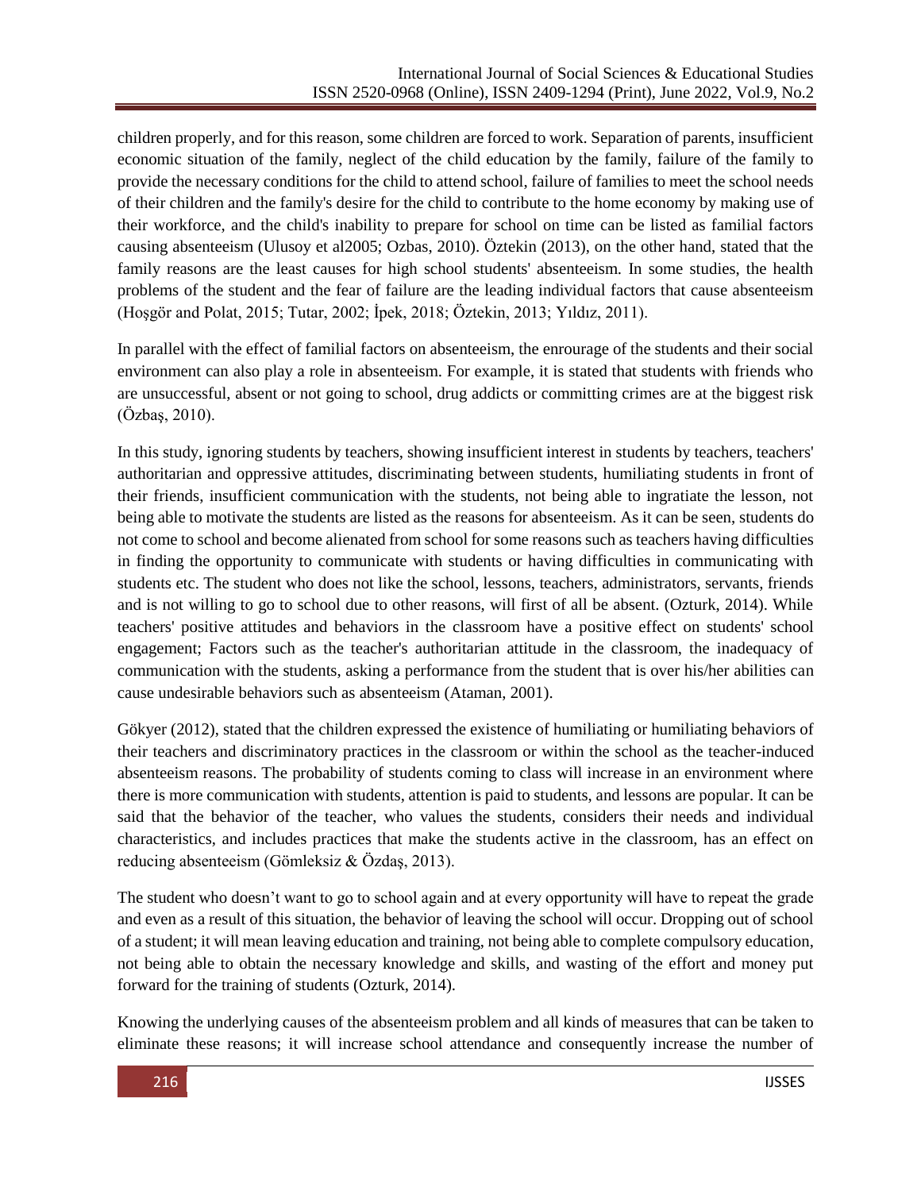children properly, and for this reason, some children are forced to work. Separation of parents, insufficient economic situation of the family, neglect of the child education by the family, failure of the family to provide the necessary conditions for the child to attend school, failure of families to meet the school needs of their children and the family's desire for the child to contribute to the home economy by making use of their workforce, and the child's inability to prepare for school on time can be listed as familial factors causing absenteeism (Ulusoy et al2005; Ozbas, 2010). Öztekin (2013), on the other hand, stated that the family reasons are the least causes for high school students' absenteeism. In some studies, the health problems of the student and the fear of failure are the leading individual factors that cause absenteeism (Hoşgör and Polat, 2015; Tutar, 2002; İpek, 2018; Öztekin, 2013; Yıldız, 2011).

In parallel with the effect of familial factors on absenteeism, the enrourage of the students and their social environment can also play a role in absenteeism. For example, it is stated that students with friends who are unsuccessful, absent or not going to school, drug addicts or committing crimes are at the biggest risk (Özbaş, 2010).

In this study, ignoring students by teachers, showing insufficient interest in students by teachers, teachers' authoritarian and oppressive attitudes, discriminating between students, humiliating students in front of their friends, insufficient communication with the students, not being able to ingratiate the lesson, not being able to motivate the students are listed as the reasons for absenteeism. As it can be seen, students do not come to school and become alienated from school for some reasons such as teachers having difficulties in finding the opportunity to communicate with students or having difficulties in communicating with students etc. The student who does not like the school, lessons, teachers, administrators, servants, friends and is not willing to go to school due to other reasons, will first of all be absent. (Ozturk, 2014). While teachers' positive attitudes and behaviors in the classroom have a positive effect on students' school engagement; Factors such as the teacher's authoritarian attitude in the classroom, the inadequacy of communication with the students, asking a performance from the student that is over his/her abilities can cause undesirable behaviors such as absenteeism (Ataman, 2001).

Gökyer (2012), stated that the children expressed the existence of humiliating or humiliating behaviors of their teachers and discriminatory practices in the classroom or within the school as the teacher-induced absenteeism reasons. The probability of students coming to class will increase in an environment where there is more communication with students, attention is paid to students, and lessons are popular. It can be said that the behavior of the teacher, who values the students, considers their needs and individual characteristics, and includes practices that make the students active in the classroom, has an effect on reducing absenteeism (Gömleksiz & Özdaş, 2013).

The student who doesn't want to go to school again and at every opportunity will have to repeat the grade and even as a result of this situation, the behavior of leaving the school will occur. Dropping out of school of a student; it will mean leaving education and training, not being able to complete compulsory education, not being able to obtain the necessary knowledge and skills, and wasting of the effort and money put forward for the training of students (Ozturk, 2014).

Knowing the underlying causes of the absenteeism problem and all kinds of measures that can be taken to eliminate these reasons; it will increase school attendance and consequently increase the number of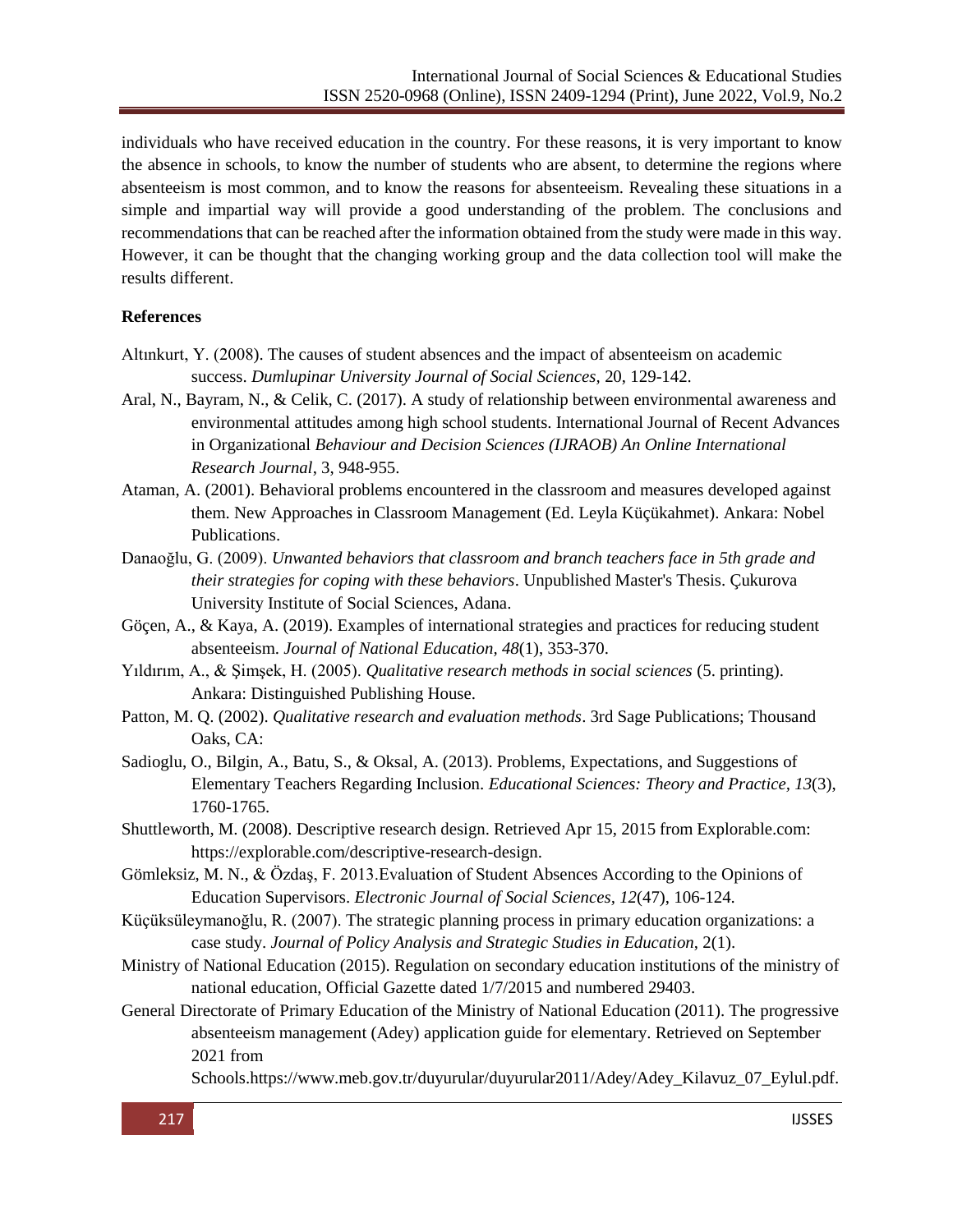individuals who have received education in the country. For these reasons, it is very important to know the absence in schools, to know the number of students who are absent, to determine the regions where absenteeism is most common, and to know the reasons for absenteeism. Revealing these situations in a simple and impartial way will provide a good understanding of the problem. The conclusions and recommendations that can be reached after the information obtained from the study were made in this way. However, it can be thought that the changing working group and the data collection tool will make the results different.

**References**

Altınkurt, Y. (2008). The causes of student absences and the impact of absenteeism on academic success. *Dumlupinar University Journal of Social Sciences,* 20, 129-142.

Aral, N., Bayram, N., & Celik, C. (2017). A study of relationship between environmental awareness and environmental attitudes among high school students. International Journal of Recent Advances in Organizational *Behaviour and Decision Sciences (IJRAOB) An Online International Research Journal*, 3, 948-955.

Ataman, A. (2001). Behavioral problems encountered in the classroom and measures developed against them. New Approaches in Classroom Management (Ed. Leyla Küçükahmet). Ankara: Nobel Publications.

Danaoğlu, G. (2009). *Unwanted behaviors that classroom and branch teachers face in 5th grade and their strategies for coping with these behaviors*. Unpublished Master's Thesis. Çukurova University Institute of Social Sciences, Adana.

Göçen, A., & Kaya, A. (2019). Examples of international strategies and practices for reducing student absenteeism. *Journal of National Education, 48*(1), 353-370.

Yıldırım, A., & Şimşek, H. (2005). *Qualitative research methods in social sciences* (5. printing). Ankara: Distinguished Publishing House.

Patton, M. Q. (2002). *Qualitative research and evaluation methods*. 3rd Sage Publications; Thousand Oaks, CA:

Sadioglu, O., Bilgin, A., Batu, S., & Oksal, A. (2013). Problems, Expectations, and Suggestions of Elementary Teachers Regarding Inclusion. *Educational Sciences: Theory and Practice, 13*(3), 1760-1765.

Shuttleworth, M. (2008). Descriptive research design. Retrieved Apr 15, 2015 from Explorable.com: https://explorable.com/descriptive-research-design.

Gömleksiz, M. N., & Özdaş, F. 2013.Evaluation of Student Absences According to the Opinions of Education Supervisors. *Electronic Journal of Social Sciences, 12*(47), 106-124.

Küçüksüleymanoğlu, R. (2007). The strategic planning process in primary education organizations: a case study. *Journal of Policy Analysis and Strategic Studies in Education,* 2(1).

Ministry of National Education (2015). Regulation on secondary education institutions of the ministry of national education, Official Gazette dated 1/7/2015 and numbered 29403.

General Directorate of Primary Education of the Ministry of National Education (2011). The progressive absenteeism management (Adey) application guide for elementary. Retrieved on September 2021 from Schools.https://www.meb.gov.tr/duyurular/duyurular2011/Adey/Adey_Kilavuz_07_Eylul.pdf.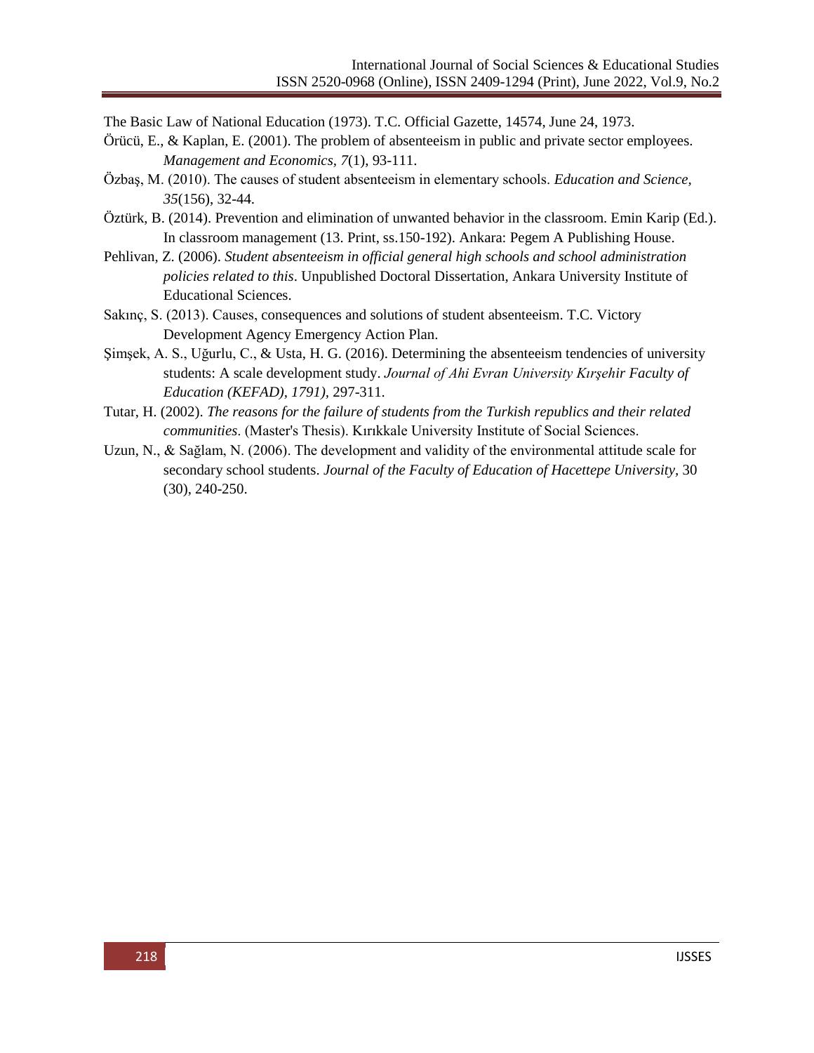The Basic Law of National Education (1973). T.C. Official Gazette, 14574, June 24, 1973.

Örücü, E., & Kaplan, E. (2001). The problem of absenteeism in public and private sector employees. *Management and Economics, 7*(1), 93-111.

Özbaş, M. (2010). The causes of student absenteeism in elementary schools. *Education and Science, 35*(156), 32-44.

Öztürk, B. (2014). Prevention and elimination of unwanted behavior in the classroom. Emin Karip (Ed.). In classroom management (13. Print, ss.150-192). Ankara: Pegem A Publishing House.

Pehlivan, Z. (2006). *Student absenteeism in official general high schools and school administration policies related to this*. Unpublished Doctoral Dissertation, Ankara University Institute of Educational Sciences.

Sakınç, S. (2013). Causes, consequences and solutions of student absenteeism. T.C. Victory Development Agency Emergency Action Plan.

Şimşek, A. S., Uğurlu, C., & Usta, H. G. (2016). Determining the absenteeism tendencies of university students: A scale development study. *Journal of Ahi Evran University Kırşehir Faculty of Education (KEFAD), 1791),* 297-311.

Tutar, H. (2002). *The reasons for the failure of students from the Turkish republics and their related communities*. (Master's Thesis). Kırıkkale University Institute of Social Sciences.

Uzun, N., & Sağlam, N. (2006). The development and validity of the environmental attitude scale for secondary school students. *Journal of the Faculty of Education of Hacettepe University*, 30 (30), 240-250.